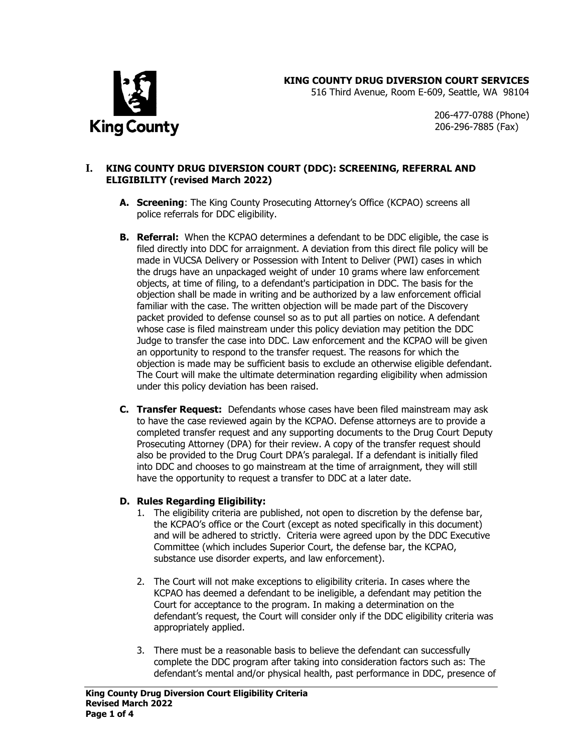**KING COUNTY DRUG DIVERSION COURT SERVICES**
516 Third Avenue, Room E-609, Seattle, WA 98104

206-477-0788 (Phone)
206-296-7885 (Fax)

# I. KING COUNTY DRUG DIVERSION COURT (DDC): SCREENING, REFERRAL AND ELIGIBILITY (revised March 2022)

**A. Screening**: The King County Prosecuting Attorney's Office (KCPAO) screens all police referrals for DDC eligibility.

**B. Referral:** When the KCPAO determines a defendant to be DDC eligible, the case is filed directly into DDC for arraignment. A deviation from this direct file policy will be made in VUCSA Delivery or Possession with Intent to Deliver (PWI) cases in which the drugs have an unpackaged weight of under 10 grams where law enforcement objects, at time of filing, to a defendant's participation in DDC. The basis for the objection shall be made in writing and be authorized by a law enforcement official familiar with the case. The written objection will be made part of the Discovery packet provided to defense counsel so as to put all parties on notice. A defendant whose case is filed mainstream under this policy deviation may petition the DDC Judge to transfer the case into DDC. Law enforcement and the KCPAO will be given an opportunity to respond to the transfer request. The reasons for which the objection is made may be sufficient basis to exclude an otherwise eligible defendant. The Court will make the ultimate determination regarding eligibility when admission under this policy deviation has been raised.

**C. Transfer Request:** Defendants whose cases have been filed mainstream may ask to have the case reviewed again by the KCPAO. Defense attorneys are to provide a completed transfer request and any supporting documents to the Drug Court Deputy Prosecuting Attorney (DPA) for their review. A copy of the transfer request should also be provided to the Drug Court DPA's paralegal. If a defendant is initially filed into DDC and chooses to go mainstream at the time of arraignment, they will still have the opportunity to request a transfer to DDC at a later date.

**D. Rules Regarding Eligibility:**

1. The eligibility criteria are published, not open to discretion by the defense bar, the KCPAO's office or the Court (except as noted specifically in this document) and will be adhered to strictly. Criteria were agreed upon by the DDC Executive Committee (which includes Superior Court, the defense bar, the KCPAO, substance use disorder experts, and law enforcement).

2. The Court will not make exceptions to eligibility criteria. In cases where the KCPAO has deemed a defendant to be ineligible, a defendant may petition the Court for acceptance to the program. In making a determination on the defendant's request, the Court will consider only if the DDC eligibility criteria was appropriately applied.

3. There must be a reasonable basis to believe the defendant can successfully complete the DDC program after taking into consideration factors such as: The defendant's mental and/or physical health, past performance in DDC, presence of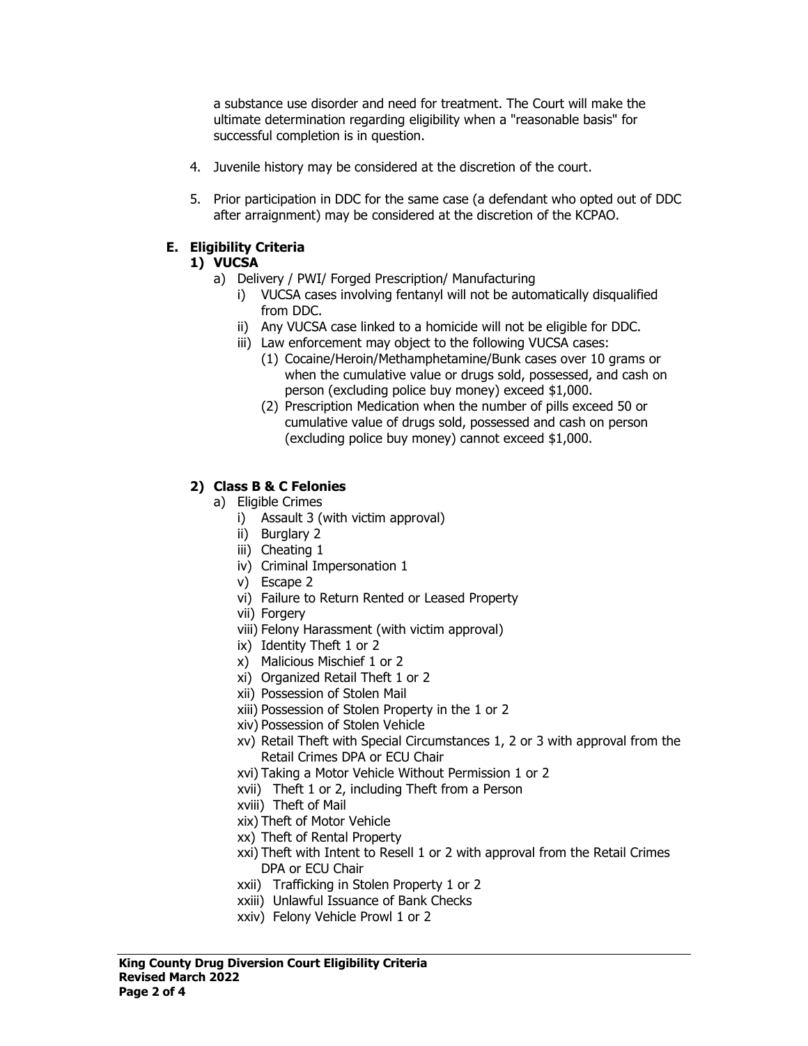a substance use disorder and need for treatment. The Court will make the ultimate determination regarding eligibility when a "reasonable basis" for successful completion is in question.

4. Juvenile history may be considered at the discretion of the court.

5. Prior participation in DDC for the same case (a defendant who opted out of DDC after arraignment) may be considered at the discretion of the KCPAO.

## E. Eligibility Criteria

### 1) VUCSA

a) Delivery / PWI/ Forged Prescription/ Manufacturing
   - i) VUCSA cases involving fentanyl will not be automatically disqualified from DDC.
   - ii) Any VUCSA case linked to a homicide will not be eligible for DDC.
   - iii) Law enforcement may object to the following VUCSA cases:
     - (1) Cocaine/Heroin/Methamphetamine/Bunk cases over 10 grams or when the cumulative value or drugs sold, possessed, and cash on person (excluding police buy money) exceed $1,000.
     - (2) Prescription Medication when the number of pills exceed 50 or cumulative value of drugs sold, possessed and cash on person (excluding police buy money) cannot exceed $1,000.

### 2) Class B & C Felonies

a) Eligible Crimes
   - i) Assault 3 (with victim approval)
   - ii) Burglary 2
   - iii) Cheating 1
   - iv) Criminal Impersonation 1
   - v) Escape 2
   - vi) Failure to Return Rented or Leased Property
   - vii) Forgery
   - viii) Felony Harassment (with victim approval)
   - ix) Identity Theft 1 or 2
   - x) Malicious Mischief 1 or 2
   - xi) Organized Retail Theft 1 or 2
   - xii) Possession of Stolen Mail
   - xiii) Possession of Stolen Property in the 1 or 2
   - xiv) Possession of Stolen Vehicle
   - xv) Retail Theft with Special Circumstances 1, 2 or 3 with approval from the Retail Crimes DPA or ECU Chair
   - xvi) Taking a Motor Vehicle Without Permission 1 or 2
   - xvii) Theft 1 or 2, including Theft from a Person
   - xviii) Theft of Mail
   - xix) Theft of Motor Vehicle
   - xx) Theft of Rental Property
   - xxi) Theft with Intent to Resell 1 or 2 with approval from the Retail Crimes DPA or ECU Chair
   - xxii) Trafficking in Stolen Property 1 or 2
   - xxiii) Unlawful Issuance of Bank Checks
   - xxiv) Felony Vehicle Prowl 1 or 2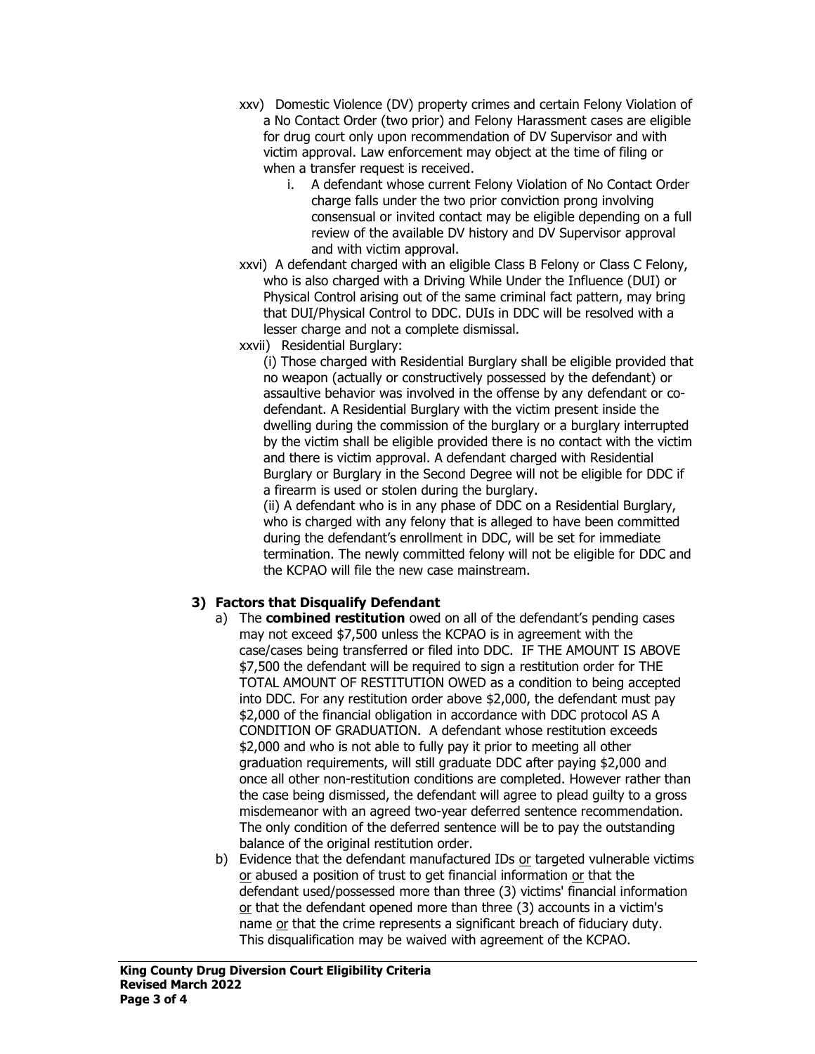xxv) Domestic Violence (DV) property crimes and certain Felony Violation of a No Contact Order (two prior) and Felony Harassment cases are eligible for drug court only upon recommendation of DV Supervisor and with victim approval. Law enforcement may object at the time of filing or when a transfer request is received.

i. A defendant whose current Felony Violation of No Contact Order charge falls under the two prior conviction prong involving consensual or invited contact may be eligible depending on a full review of the available DV history and DV Supervisor approval and with victim approval.

xxvi) A defendant charged with an eligible Class B Felony or Class C Felony, who is also charged with a Driving While Under the Influence (DUI) or Physical Control arising out of the same criminal fact pattern, may bring that DUI/Physical Control to DDC. DUIs in DDC will be resolved with a lesser charge and not a complete dismissal.

xxvii) Residential Burglary:

(i) Those charged with Residential Burglary shall be eligible provided that no weapon (actually or constructively possessed by the defendant) or assaultive behavior was involved in the offense by any defendant or co-defendant. A Residential Burglary with the victim present inside the dwelling during the commission of the burglary or a burglary interrupted by the victim shall be eligible provided there is no contact with the victim and there is victim approval. A defendant charged with Residential Burglary or Burglary in the Second Degree will not be eligible for DDC if a firearm is used or stolen during the burglary.

(ii) A defendant who is in any phase of DDC on a Residential Burglary, who is charged with any felony that is alleged to have been committed during the defendant's enrollment in DDC, will be set for immediate termination. The newly committed felony will not be eligible for DDC and the KCPAO will file the new case mainstream.

### 3) Factors that Disqualify Defendant

a) The **combined restitution** owed on all of the defendant's pending cases may not exceed $7,500 unless the KCPAO is in agreement with the case/cases being transferred or filed into DDC. IF THE AMOUNT IS ABOVE $7,500 the defendant will be required to sign a restitution order for THE TOTAL AMOUNT OF RESTITUTION OWED as a condition to being accepted into DDC. For any restitution order above $2,000, the defendant must pay $2,000 of the financial obligation in accordance with DDC protocol AS A CONDITION OF GRADUATION. A defendant whose restitution exceeds $2,000 and who is not able to fully pay it prior to meeting all other graduation requirements, will still graduate DDC after paying $2,000 and once all other non-restitution conditions are completed. However rather than the case being dismissed, the defendant will agree to plead guilty to a gross misdemeanor with an agreed two-year deferred sentence recommendation. The only condition of the deferred sentence will be to pay the outstanding balance of the original restitution order.

b) Evidence that the defendant manufactured IDs <u>or</u> targeted vulnerable victims <u>or</u> abused a position of trust to get financial information <u>or</u> that the defendant used/possessed more than three (3) victims' financial information <u>or</u> that the defendant opened more than three (3) accounts in a victim's name <u>or</u> that the crime represents a significant breach of fiduciary duty. This disqualification may be waived with agreement of the KCPAO.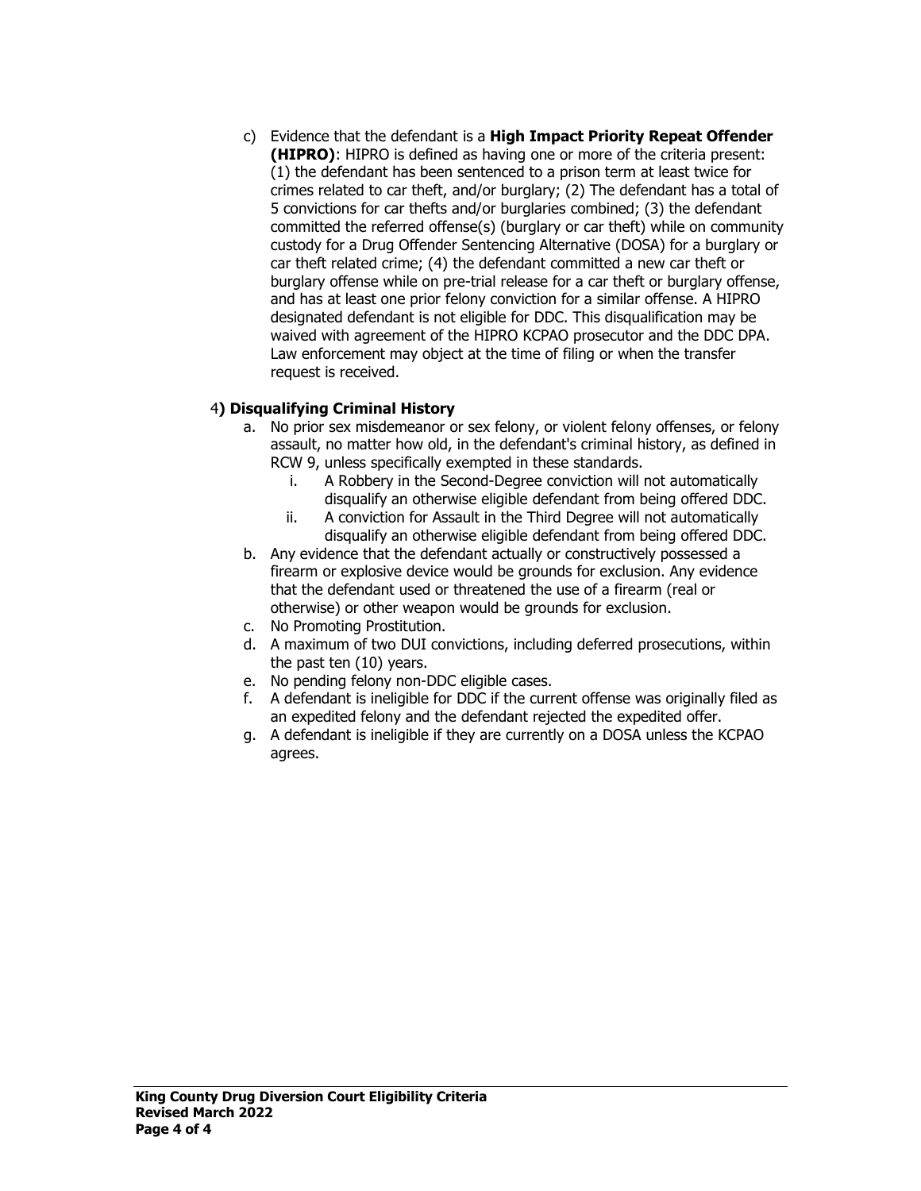c) Evidence that the defendant is a **High Impact Priority Repeat Offender (HIPRO)**: HIPRO is defined as having one or more of the criteria present: (1) the defendant has been sentenced to a prison term at least twice for crimes related to car theft, and/or burglary; (2) The defendant has a total of 5 convictions for car thefts and/or burglaries combined; (3) the defendant committed the referred offense(s) (burglary or car theft) while on community custody for a Drug Offender Sentencing Alternative (DOSA) for a burglary or car theft related crime; (4) the defendant committed a new car theft or burglary offense while on pre-trial release for a car theft or burglary offense, and has at least one prior felony conviction for a similar offense. A HIPRO designated defendant is not eligible for DDC. This disqualification may be waived with agreement of the HIPRO KCPAO prosecutor and the DDC DPA. Law enforcement may object at the time of filing or when the transfer request is received.

### 4**) Disqualifying Criminal History**

a. No prior sex misdemeanor or sex felony, or violent felony offenses, or felony assault, no matter how old, in the defendant's criminal history, as defined in RCW 9, unless specifically exempted in these standards.
   - i. A Robbery in the Second-Degree conviction will not automatically disqualify an otherwise eligible defendant from being offered DDC.
   - ii. A conviction for Assault in the Third Degree will not automatically disqualify an otherwise eligible defendant from being offered DDC.

b. Any evidence that the defendant actually or constructively possessed a firearm or explosive device would be grounds for exclusion. Any evidence that the defendant used or threatened the use of a firearm (real or otherwise) or other weapon would be grounds for exclusion.

c. No Promoting Prostitution.

d. A maximum of two DUI convictions, including deferred prosecutions, within the past ten (10) years.

e. No pending felony non-DDC eligible cases.

f. A defendant is ineligible for DDC if the current offense was originally filed as an expedited felony and the defendant rejected the expedited offer.

g. A defendant is ineligible if they are currently on a DOSA unless the KCPAO agrees.